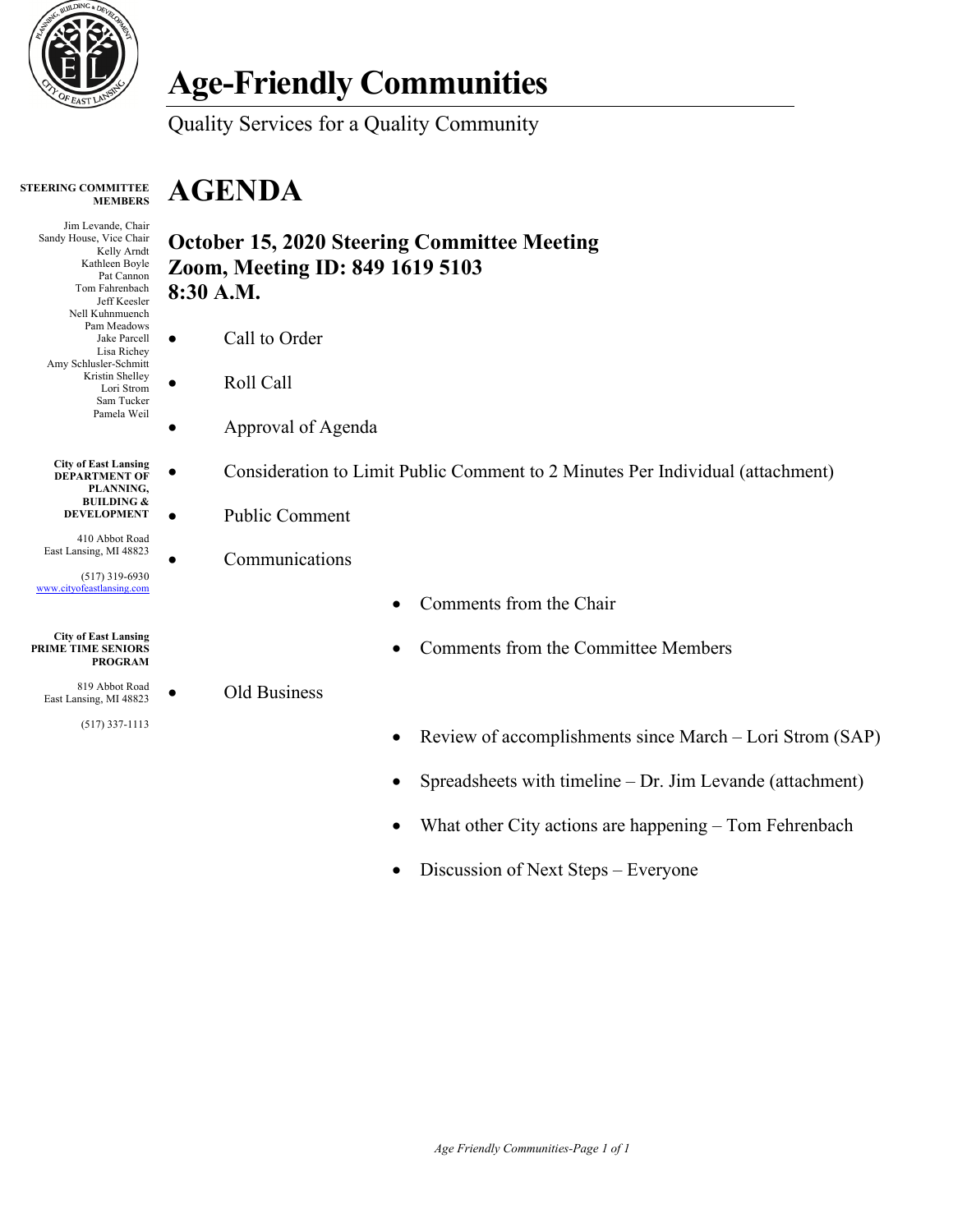# Age-Friendly Communities

Quality Services for a Quality Community

**STEERING COMMITTEE MEMBERS**

Jim Levande, Chair
Sandy House, Vice Chair
Kelly Arndt
Kathleen Boyle
Pat Cannon
Tom Fahrenbach
Jeff Keesler
Nell Kuhnmuench
Pam Meadows
Jake Parcell
Lisa Richey
Amy Schlusler-Schmitt
Kristin Shelley
Lori Strom
Sam Tucker
Pamela Weil

**City of East Lansing**
**DEPARTMENT OF PLANNING, BUILDING & DEVELOPMENT**

410 Abbot Road
East Lansing, MI 48823

(517) 319-6930
www.cityofeastlansing.com

**City of East Lansing**
**PRIME TIME SENIORS PROGRAM**

819 Abbot Road
East Lansing, MI 48823

(517) 337-1113

# AGENDA

## October 15, 2020 Steering Committee Meeting
## Zoom, Meeting ID: 849 1619 5103
## 8:30 A.M.

- Call to Order
- Roll Call
- Approval of Agenda
- Consideration to Limit Public Comment to 2 Minutes Per Individual (attachment)
- Public Comment
- Communications
    - Comments from the Chair
    - Comments from the Committee Members
- Old Business
    - Review of accomplishments since March – Lori Strom (SAP)
    - Spreadsheets with timeline – Dr. Jim Levande (attachment)
    - What other City actions are happening – Tom Fehrenbach
    - Discussion of Next Steps – Everyone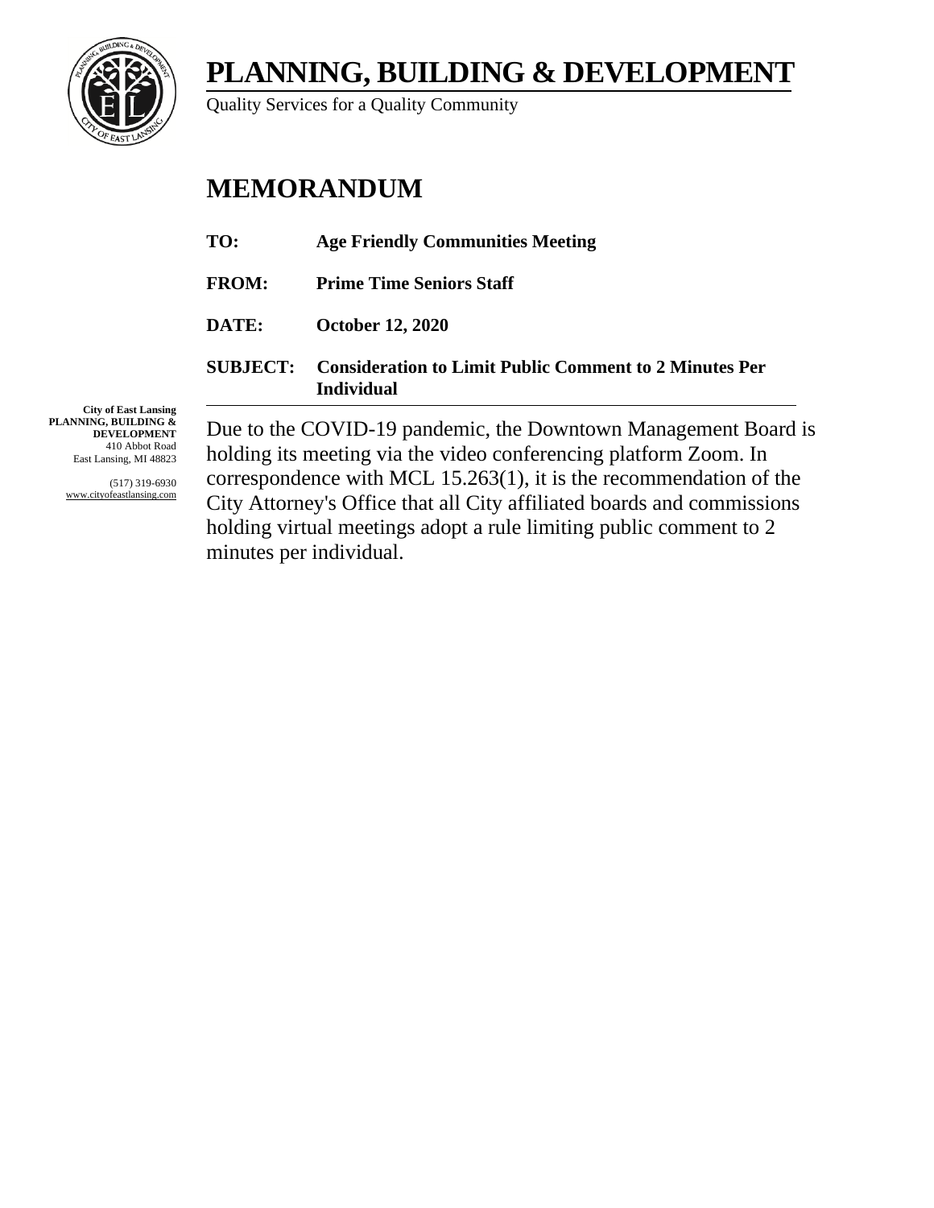# PLANNING, BUILDING & DEVELOPMENT

Quality Services for a Quality Community

## MEMORANDUM

**TO:** **Age Friendly Communities Meeting**

**FROM:** **Prime Time Seniors Staff**

**DATE:** **October 12, 2020**

**SUBJECT:** **Consideration to Limit Public Comment to 2 Minutes Per Individual**

**City of East Lansing**
**PLANNING, BUILDING & DEVELOPMENT**
410 Abbot Road
East Lansing, MI 48823

(517) 319-6930
www.cityofeastlansing.com

Due to the COVID-19 pandemic, the Downtown Management Board is holding its meeting via the video conferencing platform Zoom. In correspondence with MCL 15.263(1), it is the recommendation of the City Attorney's Office that all City affiliated boards and commissions holding virtual meetings adopt a rule limiting public comment to 2 minutes per individual.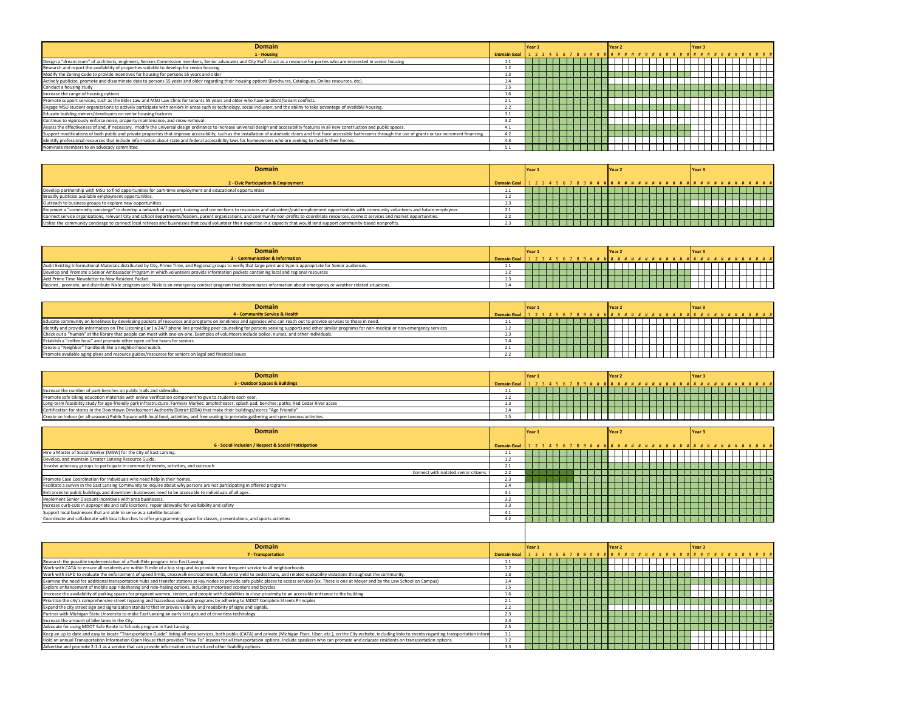| Domain | | Year 1 | Year 2 | Year 3 |
|---|---|---|---|---|
| **1 - Housing** | **Domain Goal** | 1 2 3 4 5 6 7 8 9 # # # | # # # # # # # # # # # # | # # # # # # # # # # # # |
| Design a "dream team" of architects, engineers, Seniors Commission members, Senior advocates and City Staff to act as a resource for parties who are interested in senior housing | 1.1 | | | |
| Research and report the availability of properties suitable to develop for senior housing | 1.2 | | | |
| Modify the Zoning Code to provide incentives for housing for persons 55 years and older | 1.3 | | | |
| Actively publicize, promote and disseminate data to persons 55 years and older regarding their housing options (Brochures, Catalogues, Online resources, etc). | 1.4 | | | |
| Conduct a housing study | 1.5 | | | |
| Increase the range of housing options | 1.6 | | | |
| Promote support services, such as the Elder Law and MSU Law Clinic for tenants 55 years and older who have landlord/tenant conflicts. | 2.1 | | | |
| Engage MSU student organizations to actively participate with seniors in areas such as technology, social inclusion, and the ability to take advantage of available housing. | 2.2 | | | |
| Educate building owners/developers on senior housing features | 3.1 | | | |
| Continue to vigorously enforce noise, property maintenance, and snow removal. | 3.2 | | | |
| Assess the effectiveness of and, if necessary, modify the universal design ordinance to increase universal design and accessibility features in all new construction and public spaces. | 4.1 | | | |
| Support modifications of both public and private properties that improve accessibility, such as the installation of automatic doors and first floor accessible bathrooms through the use of grants or tax increment financing. | 4.2 | | | |
| Identify professional resources that include information about state and federal accessibility laws for homeowners who are seeking to modify their homes. | 4.3 | | | |
| Nominate members to an advocacy committee | 5.1 | | | |

| Domain | | Year 1 | Year 2 | Year 3 |
|---|---|---|---|---|
| **2 - Civic Participation & Employment** | **Domain Goal** | 1 2 3 4 5 6 7 8 9 # # # | # # # # # # # # # # # # | # # # # # # # # # # # # |
| Develop partnership with MSU to find opportunities for part-time employment and educational opportunities | 1.1 | | | |
| Broadly publicize available employment opportunities. | 1.2 | | | |
| Outreach to business groups to explore new opportunities. | 1.3 | | | |
| Empower a "community concierge" to develop a network of support, training and connections to resources and volunteer/paid employment opportunities with community volunteers and future employees. | 2.1 | | | |
| Connect service organizations, relevant City and school departments/leaders, parent organizations, and community non-profits to coordinate resources, connect services and market opportunities. | 2.2 | | | |
| Utilize the community concierge to connect local retirees and businesses that could volunteer their expertise in a capacity that would lend support community-based nonprofits. | 2.3 | | | |

| Domain | | Year 1 | Year 2 | Year 3 |
|---|---|---|---|---|
| **3 - Communication & Information** | **Domain Goal** | 1 2 3 4 5 6 7 8 9 # # # | # # # # # # # # # # # # | # # # # # # # # # # # # |
| Audit Existing Informational Materials distributed by City, Prime Time, and Regional groups to verify that large print and type is appropriate for Senior audiences. | 1.1 | | | |
| Develop and Promote a Senior Ambassador Program in which volunteers provide information packets containing local and regional resources | 1.2 | | | |
| Add Prime Time Newsletter to New Resident Packet | 1.3 | | | |
| Reprint , promote, and distribute Nixle program card. Nixle is an emergency contact program that disseminates information about emergency or weather related situations. | 1.4 | | | |

| Domain | | Year 1 | Year 2 | Year 3 |
|---|---|---|---|---|
| **4 - Community Service & Health** | **Domain Goal** | 1 2 3 4 5 6 7 8 9 # # # | # # # # # # # # # # # # | # # # # # # # # # # # # |
| Educate community on loneliness by developing packets of resources and programs on loneliness and agencies who can reach out to provide services to those in need. | 1.1 | | | |
| Identify and provide information on The Listening Ear ( a 24/7 phone line providing peer counseling for persons seeking support) and other similar programs for non-medical or non-emergency services | 1.2 | | | |
| Check out a "human" at the library that people can meet with one-on-one. Examples of volunteers include police, nurses, and other individuals. | 1.3 | | | |
| Establish a "coffee hour" and promote other open coffee hours for seniors. | 1.4 | | | |
| Create a "Neighbor" handbook like a neighborhood watch. | 2.1 | | | |
| Promote available aging plans and resource guides/resources for seniors on legal and financial issues | 2.2 | | | |

| Domain | | Year 1 | Year 2 | Year 3 |
|---|---|---|---|---|
| **5 - Outdoor Spaces & Buildings** | **Domain Goal** | 1 2 3 4 5 6 7 8 9 # # # | # # # # # # # # # # # # | # # # # # # # # # # # # |
| Increase the number of park benches on public trails and sidewalks. | 1.1 | | | |
| Promote safe biking education materials with online verification component to give to students each year. | 1.2 | | | |
| Long-term feasibility study for age-friendly park infrastructure: Farmers Market; amphitheater; splash pad; benches; paths; Red Cedar River acces | 1.3 | | | |
| Certification for stores in the Downtown Development Authority District (DDA) that make their buildings/stores "Age Friendly" | 1.4 | | | |
| Create an Indoor (or all-seasons) Public Square with local food, activities, and free seating to promote gathering and spontaneous activities. | 1.5 | | | |

| Domain | | Year 1 | Year 2 | Year 3 |
|---|---|---|---|---|
| **6 - Social Inclusion / Respect & Social Praticipation** | **Domain Goal** | 1 2 3 4 5 6 7 8 9 # # # | # # # # # # # # # # # # | # # # # # # # # # # # # |
| Hire a Master of Social Worker (MSW) for the City of East Lansing. | 1.1 | | | |
| Develop, and maintain Greater Lansing Resource Guide. | 1.2 | | | |
| Involve advocacy groups to participate in community events, activities, and outreach | 2.1 | | | |
| Connect with isolated senior citizens. | 2.2 | | | |
| Promote Case Coordination for Individuals who need help in their homes. | 2.3 | | | > |
| Facilitate a survey in the East Lansing Community to inquire about why persons are not participating in offered programs | 2.4 | | | |
| Entrances to public buildings and downtown businesses need to be accessible to individuals of all ages. | 3.1 | | | |
| Implement Senior Discount incentives with area businesses. | 3.2 | | | |
| Increase curb-cuts in appropriate and safe locations; repair sidewalks for walkability and safety | 3.3 | | | |
| Support local businesses that are able to serve as a satellite location. | 4.1 | | | |
| Coordinate and collaborate with local churches to offer programming space for classes, presentations, and sports activities | 4.2 | | | |

| Domain | | Year 1 | Year 2 | Year 3 |
|---|---|---|---|---|
| **7 - Transportation** | **Domain Goal** | 1 2 3 4 5 6 7 8 9 # # # | # # # # # # # # # # # # | # # # # # # # # # # # # |
| Research the possible implementation of a Redi-Ride program into East Lansing. | 1.1 | | | |
| Work with CATA to ensure all residents are within ½ mile of a bus stop and to provide more frequent service to all neighborhoods | 1.2 | | | |
| Work with ELPD to evaluate the enforcement of speed limits, crosswalk encroachment, failure to yield to pedestrians, and related walkability violations throughout the community. | 1.3 | | | |
| Examine the need for additional transportation hubs and transfer stations at key nodes to provide safe public places to access services (ex. There is one at Meijer and by the Law School on Campus) | 1.4 | | | |
| Explore enhancement of mobile app ridesharing and ride-hailing options, including motorized scooters and bicycles | 1.5 | | | |
| Increase the availability of parking spaces for pregnant women, seniors, and people with disabilities in close proximity to an accessible entrance to the building | 1.6 | | | |
| Prioritize the city's comprehensive street repaving and hazardous sidewalk programs by adhering to MDOT Complete Streets Principles | 2.1 | | | > |
| Expand the city street sign and signalization standard that improves visibility and readability of signs and signals. | 2.2 | | | |
| Partner with Michigan State University to make East Lansing an early test ground of driverless technology | 2.3 | | | > |
| Increase the amount of bike lanes in the City. | 2.4 | | | > |
| Advocate for using MDOT Safe Route to Schools program in East Lansing. | 2.5 | | | > |
| Keep an up to date and easy to locate "Transportation Guide" listing all area services, both public (CATA) and private (Michigan Flyer, Uber, etc.), on the City website, including links to events regarding transportation inform | 3.1 | | | |
| Hold an annual Transportation Information Open House that provides "How To" lessons for all transportation options. Include speakers who can promote and educate residents on transportation options. | 3.2 | | | |
| Advertise and promote 2-1-1 as a service that can provide information on transit and other livability options. | 3.3 | | | |